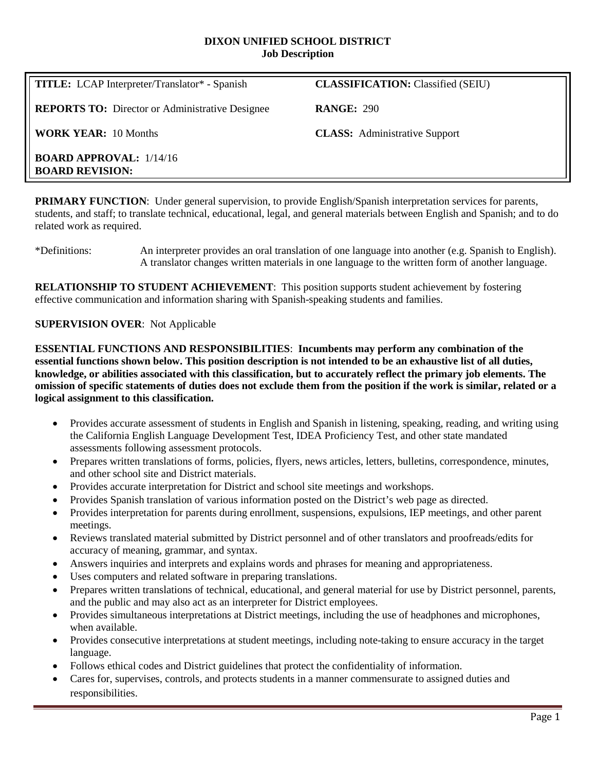# DIXON UNIFIED SCHOOL DISTRICT
## Job Description

| | |
|---|---|
| **TITLE:** LCAP Interpreter/Translator* - Spanish | **CLASSIFICATION:** Classified (SEIU) |
| **REPORTS TO:** Director or Administrative Designee | **RANGE:** 290 |
| **WORK YEAR:** 10 Months | **CLASS:** Administrative Support |
| **BOARD APPROVAL:** 1/14/16<br>**BOARD REVISION:** | |

**PRIMARY FUNCTION**: Under general supervision, to provide English/Spanish interpretation services for parents, students, and staff; to translate technical, educational, legal, and general materials between English and Spanish; and to do related work as required.

*Definitions: An interpreter provides an oral translation of one language into another (e.g. Spanish to English). A translator changes written materials in one language to the written form of another language.

**RELATIONSHIP TO STUDENT ACHIEVEMENT**: This position supports student achievement by fostering effective communication and information sharing with Spanish-speaking students and families.

**SUPERVISION OVER**: Not Applicable

**ESSENTIAL FUNCTIONS AND RESPONSIBILITIES**: **Incumbents may perform any combination of the essential functions shown below. This position description is not intended to be an exhaustive list of all duties, knowledge, or abilities associated with this classification, but to accurately reflect the primary job elements. The omission of specific statements of duties does not exclude them from the position if the work is similar, related or a logical assignment to this classification.**

- Provides accurate assessment of students in English and Spanish in listening, speaking, reading, and writing using the California English Language Development Test, IDEA Proficiency Test, and other state mandated assessments following assessment protocols.
- Prepares written translations of forms, policies, flyers, news articles, letters, bulletins, correspondence, minutes, and other school site and District materials.
- Provides accurate interpretation for District and school site meetings and workshops.
- Provides Spanish translation of various information posted on the District's web page as directed.
- Provides interpretation for parents during enrollment, suspensions, expulsions, IEP meetings, and other parent meetings.
- Reviews translated material submitted by District personnel and of other translators and proofreads/edits for accuracy of meaning, grammar, and syntax.
- Answers inquiries and interprets and explains words and phrases for meaning and appropriateness.
- Uses computers and related software in preparing translations.
- Prepares written translations of technical, educational, and general material for use by District personnel, parents, and the public and may also act as an interpreter for District employees.
- Provides simultaneous interpretations at District meetings, including the use of headphones and microphones, when available.
- Provides consecutive interpretations at student meetings, including note-taking to ensure accuracy in the target language.
- Follows ethical codes and District guidelines that protect the confidentiality of information.
- Cares for, supervises, controls, and protects students in a manner commensurate to assigned duties and responsibilities.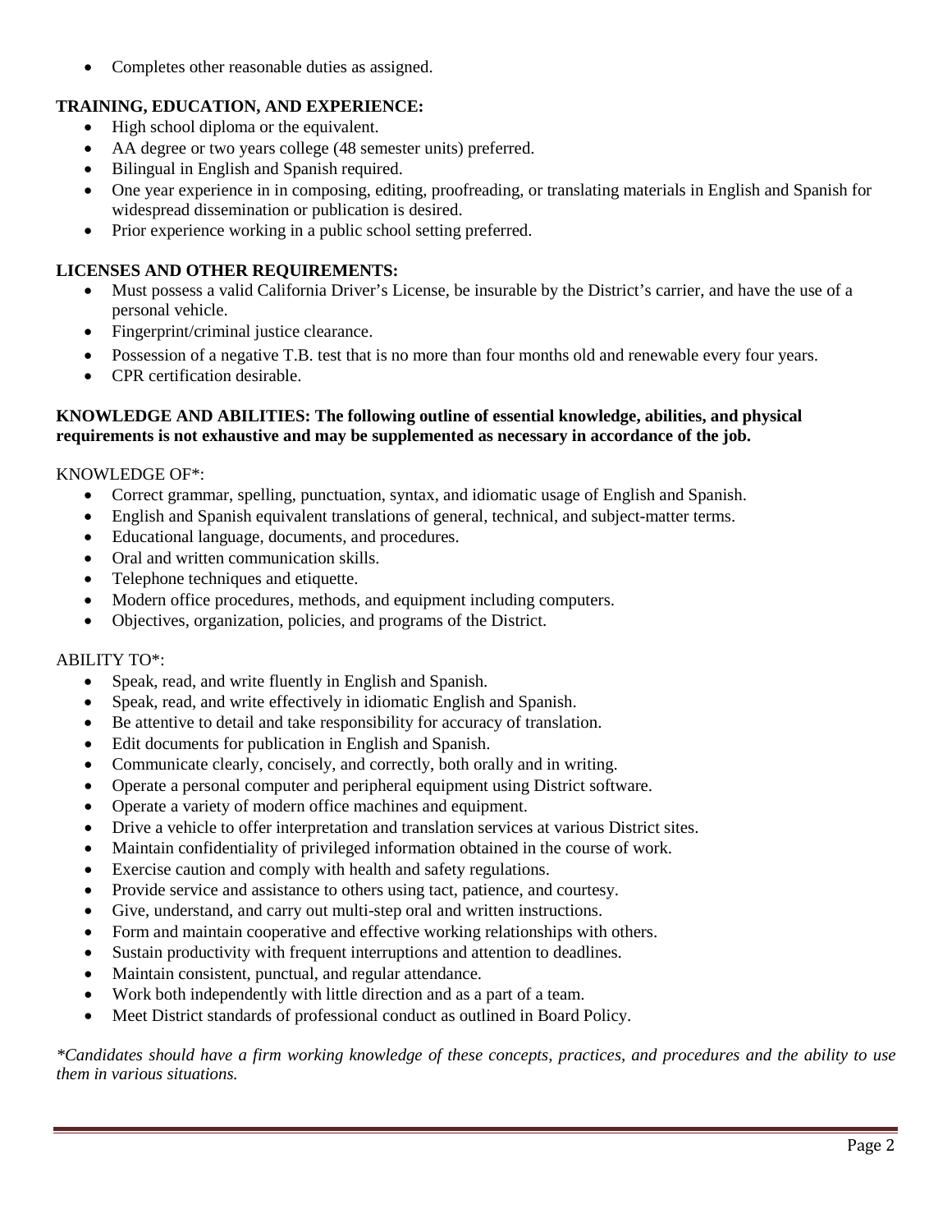- Completes other reasonable duties as assigned.

**TRAINING, EDUCATION, AND EXPERIENCE:**

- High school diploma or the equivalent.
- AA degree or two years college (48 semester units) preferred.
- Bilingual in English and Spanish required.
- One year experience in in composing, editing, proofreading, or translating materials in English and Spanish for widespread dissemination or publication is desired.
- Prior experience working in a public school setting preferred.

**LICENSES AND OTHER REQUIREMENTS:**

- Must possess a valid California Driver's License, be insurable by the District's carrier, and have the use of a personal vehicle.
- Fingerprint/criminal justice clearance.
- Possession of a negative T.B. test that is no more than four months old and renewable every four years.
- CPR certification desirable.

**KNOWLEDGE AND ABILITIES: The following outline of essential knowledge, abilities, and physical requirements is not exhaustive and may be supplemented as necessary in accordance of the job.**

KNOWLEDGE OF*:

- Correct grammar, spelling, punctuation, syntax, and idiomatic usage of English and Spanish.
- English and Spanish equivalent translations of general, technical, and subject-matter terms.
- Educational language, documents, and procedures.
- Oral and written communication skills.
- Telephone techniques and etiquette.
- Modern office procedures, methods, and equipment including computers.
- Objectives, organization, policies, and programs of the District.

ABILITY TO*:

- Speak, read, and write fluently in English and Spanish.
- Speak, read, and write effectively in idiomatic English and Spanish.
- Be attentive to detail and take responsibility for accuracy of translation.
- Edit documents for publication in English and Spanish.
- Communicate clearly, concisely, and correctly, both orally and in writing.
- Operate a personal computer and peripheral equipment using District software.
- Operate a variety of modern office machines and equipment.
- Drive a vehicle to offer interpretation and translation services at various District sites.
- Maintain confidentiality of privileged information obtained in the course of work.
- Exercise caution and comply with health and safety regulations.
- Provide service and assistance to others using tact, patience, and courtesy.
- Give, understand, and carry out multi-step oral and written instructions.
- Form and maintain cooperative and effective working relationships with others.
- Sustain productivity with frequent interruptions and attention to deadlines.
- Maintain consistent, punctual, and regular attendance.
- Work both independently with little direction and as a part of a team.
- Meet District standards of professional conduct as outlined in Board Policy.

*\*Candidates should have a firm working knowledge of these concepts, practices, and procedures and the ability to use them in various situations.*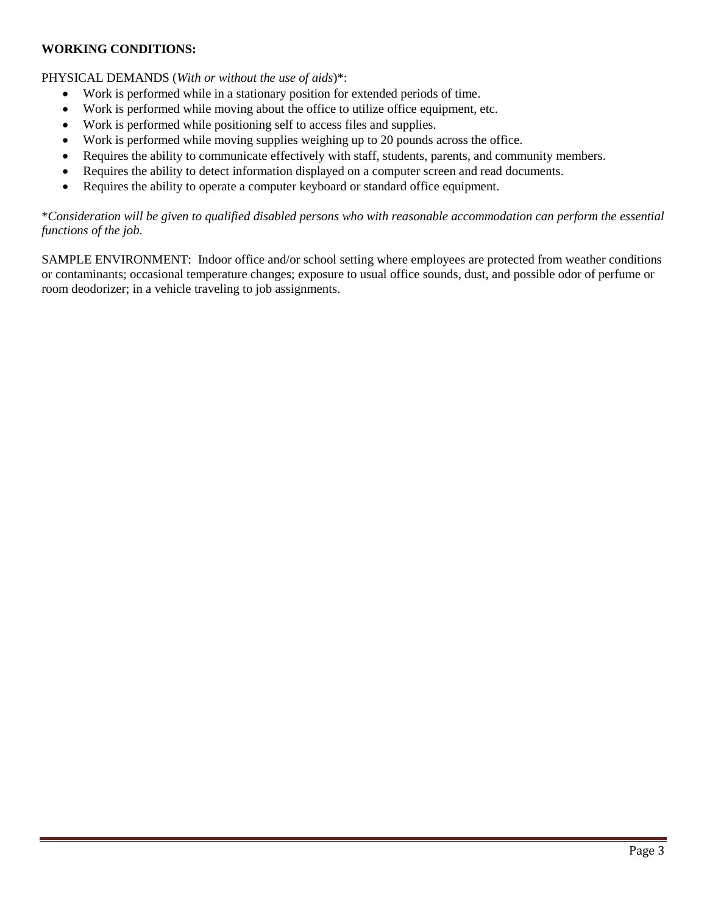**WORKING CONDITIONS:**

PHYSICAL DEMANDS (*With or without the use of aids*)*:

- Work is performed while in a stationary position for extended periods of time.
- Work is performed while moving about the office to utilize office equipment, etc.
- Work is performed while positioning self to access files and supplies.
- Work is performed while moving supplies weighing up to 20 pounds across the office.
- Requires the ability to communicate effectively with staff, students, parents, and community members.
- Requires the ability to detect information displayed on a computer screen and read documents.
- Requires the ability to operate a computer keyboard or standard office equipment.

**Consideration will be given to qualified disabled persons who with reasonable accommodation can perform the essential functions of the job.*

SAMPLE ENVIRONMENT: Indoor office and/or school setting where employees are protected from weather conditions or contaminants; occasional temperature changes; exposure to usual office sounds, dust, and possible odor of perfume or room deodorizer; in a vehicle traveling to job assignments.